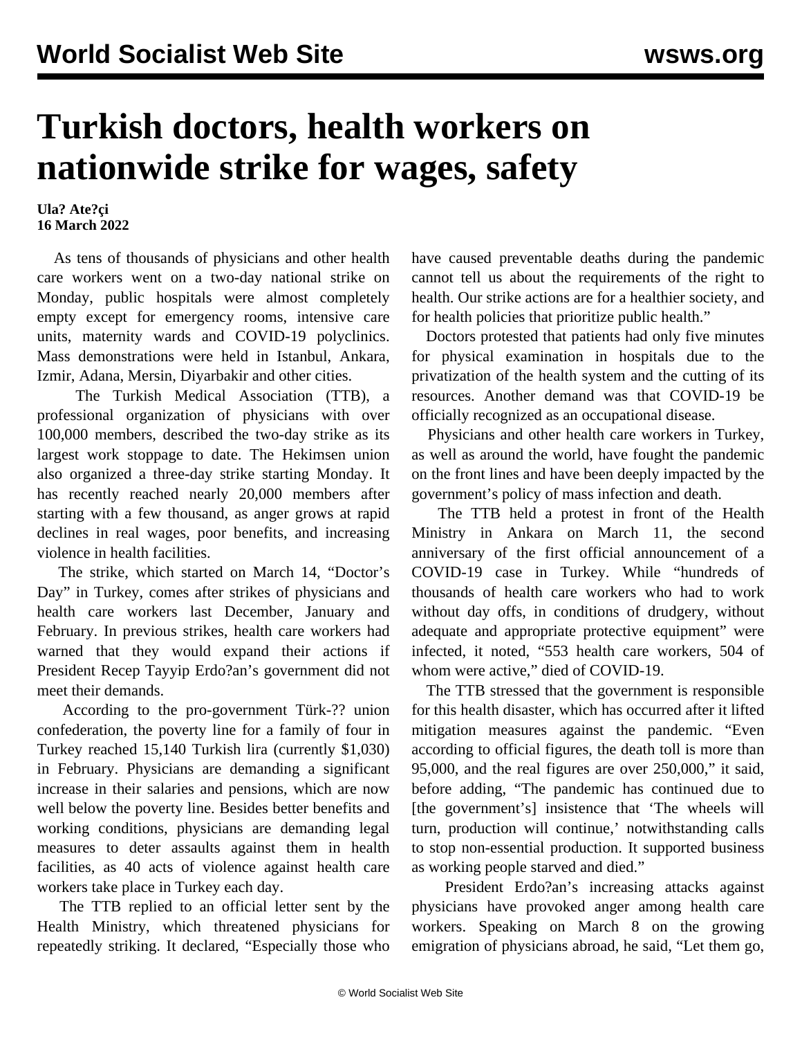# Turkish doctors, health workers on nationwide strike for wages, safety

**Ula? Ate?çi**
**16 March 2022**

As tens of thousands of physicians and other health care workers went on a two-day national strike on Monday, public hospitals were almost completely empty except for emergency rooms, intensive care units, maternity wards and COVID-19 polyclinics. Mass demonstrations were held in Istanbul, Ankara, Izmir, Adana, Mersin, Diyarbakir and other cities.

The Turkish Medical Association (TTB), a professional organization of physicians with over 100,000 members, described the two-day strike as its largest work stoppage to date. The Hekimsen union also organized a three-day strike starting Monday. It has recently reached nearly 20,000 members after starting with a few thousand, as anger grows at rapid declines in real wages, poor benefits, and increasing violence in health facilities.

The strike, which started on March 14, "Doctor's Day" in Turkey, comes after strikes of physicians and health care workers last December, January and February. In previous strikes, health care workers had warned that they would expand their actions if President Recep Tayyip Erdo?an's government did not meet their demands.

According to the pro-government Türk-?? union confederation, the poverty line for a family of four in Turkey reached 15,140 Turkish lira (currently $1,030) in February. Physicians are demanding a significant increase in their salaries and pensions, which are now well below the poverty line. Besides better benefits and working conditions, physicians are demanding legal measures to deter assaults against them in health facilities, as 40 acts of violence against health care workers take place in Turkey each day.

The TTB replied to an official letter sent by the Health Ministry, which threatened physicians for repeatedly striking. It declared, "Especially those who have caused preventable deaths during the pandemic cannot tell us about the requirements of the right to health. Our strike actions are for a healthier society, and for health policies that prioritize public health."

Doctors protested that patients had only five minutes for physical examination in hospitals due to the privatization of the health system and the cutting of its resources. Another demand was that COVID-19 be officially recognized as an occupational disease.

Physicians and other health care workers in Turkey, as well as around the world, have fought the pandemic on the front lines and have been deeply impacted by the government's policy of mass infection and death.

The TTB held a protest in front of the Health Ministry in Ankara on March 11, the second anniversary of the first official announcement of a COVID-19 case in Turkey. While "hundreds of thousands of health care workers who had to work without day offs, in conditions of drudgery, without adequate and appropriate protective equipment" were infected, it noted, "553 health care workers, 504 of whom were active," died of COVID-19.

The TTB stressed that the government is responsible for this health disaster, which has occurred after it lifted mitigation measures against the pandemic. "Even according to official figures, the death toll is more than 95,000, and the real figures are over 250,000," it said, before adding, "The pandemic has continued due to [the government's] insistence that 'The wheels will turn, production will continue,' notwithstanding calls to stop non-essential production. It supported business as working people starved and died."

President Erdo?an's increasing attacks against physicians have provoked anger among health care workers. Speaking on March 8 on the growing emigration of physicians abroad, he said, "Let them go,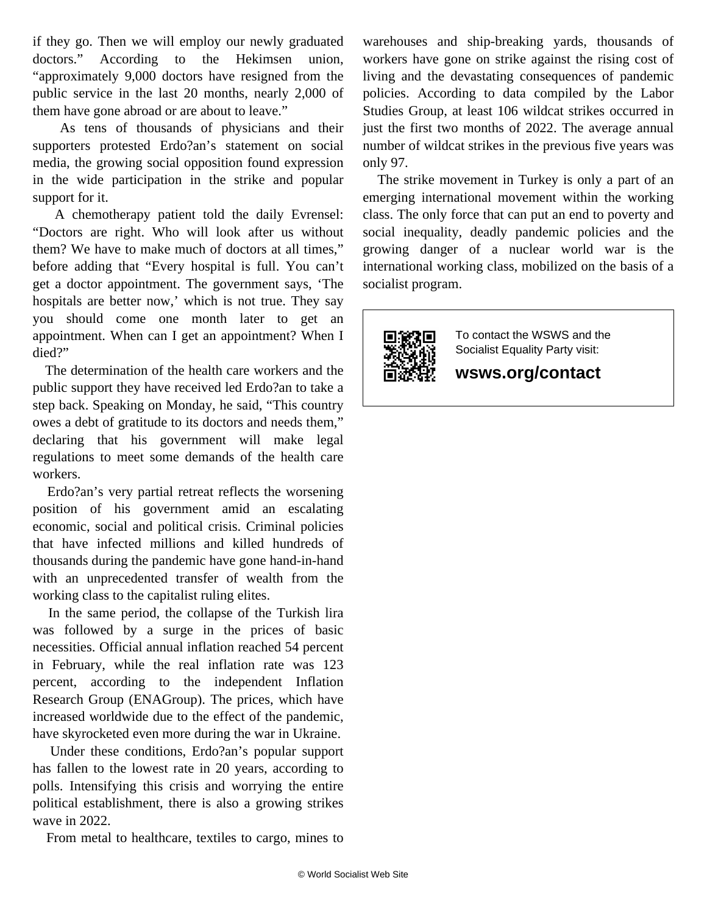if they go. Then we will employ our newly graduated doctors." According to the Hekimsen union, "approximately 9,000 doctors have resigned from the public service in the last 20 months, nearly 2,000 of them have gone abroad or are about to leave."

As tens of thousands of physicians and their supporters protested Erdo?an's statement on social media, the growing social opposition found expression in the wide participation in the strike and popular support for it.

A chemotherapy patient told the daily Evrensel: "Doctors are right. Who will look after us without them? We have to make much of doctors at all times," before adding that "Every hospital is full. You can't get a doctor appointment. The government says, 'The hospitals are better now,' which is not true. They say you should come one month later to get an appointment. When can I get an appointment? When I died?"

The determination of the health care workers and the public support they have received led Erdo?an to take a step back. Speaking on Monday, he said, "This country owes a debt of gratitude to its doctors and needs them," declaring that his government will make legal regulations to meet some demands of the health care workers.

Erdo?an's very partial retreat reflects the worsening position of his government amid an escalating economic, social and political crisis. Criminal policies that have infected millions and killed hundreds of thousands during the pandemic have gone hand-in-hand with an unprecedented transfer of wealth from the working class to the capitalist ruling elites.

In the same period, the collapse of the Turkish lira was followed by a surge in the prices of basic necessities. Official annual inflation reached 54 percent in February, while the real inflation rate was 123 percent, according to the independent Inflation Research Group (ENAGroup). The prices, which have increased worldwide due to the effect of the pandemic, have skyrocketed even more during the war in Ukraine.

Under these conditions, Erdo?an's popular support has fallen to the lowest rate in 20 years, according to polls. Intensifying this crisis and worrying the entire political establishment, there is also a growing strikes wave in 2022.

From metal to healthcare, textiles to cargo, mines to warehouses and ship-breaking yards, thousands of workers have gone on strike against the rising cost of living and the devastating consequences of pandemic policies. According to data compiled by the Labor Studies Group, at least 106 wildcat strikes occurred in just the first two months of 2022. The average annual number of wildcat strikes in the previous five years was only 97.

The strike movement in Turkey is only a part of an emerging international movement within the working class. The only force that can put an end to poverty and social inequality, deadly pandemic policies and the growing danger of a nuclear world war is the international working class, mobilized on the basis of a socialist program.

To contact the WSWS and the Socialist Equality Party visit:

**wsws.org/contact**